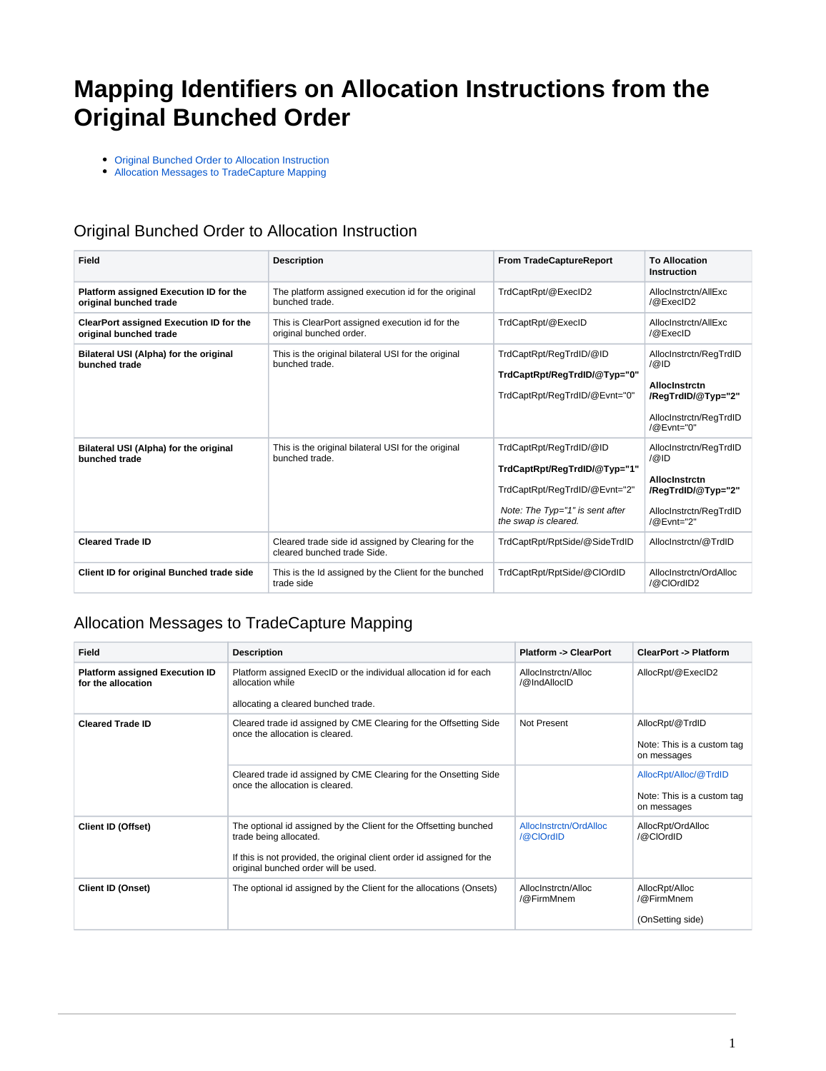# Mapping Identifiers on Allocation Instructions from the Original Bunched Order

- Original Bunched Order to Allocation Instruction
- Allocation Messages to TradeCapture Mapping

## Original Bunched Order to Allocation Instruction

| Field | Description | From TradeCaptureReport | To Allocation Instruction |
|---|---|---|---|
| **Platform assigned Execution ID for the original bunched trade** | The platform assigned execution id for the original bunched trade. | TrdCaptRpt/@ExecID2 | AllocInstrctn/AllExc /@ExecID2 |
| **ClearPort assigned Execution ID for the original bunched trade** | This is ClearPort assigned execution id for the original bunched order. | TrdCaptRpt/@ExecID | AllocInstrctn/AllExc /@ExecID |
| **Bilateral USI (Alpha) for the original bunched trade** | This is the original bilateral USI for the original bunched trade. | TrdCaptRpt/RegTrdID/@ID<br><br>**TrdCaptRpt/RegTrdID/@Typ="0"**<br><br>TrdCaptRpt/RegTrdID/@Evnt="0" | AllocInstrctn/RegTrdID /@ID<br><br>**AllocInstrctn /RegTrdID/@Typ="2"**<br><br>AllocInstrctn/RegTrdID /@Evnt="0" |
| **Bilateral USI (Alpha) for the original bunched trade** | This is the original bilateral USI for the original bunched trade. | TrdCaptRpt/RegTrdID/@ID<br><br>**TrdCaptRpt/RegTrdID/@Typ="1"**<br><br>TrdCaptRpt/RegTrdID/@Evnt="2"<br><br>*Note: The Typ="1" is sent after the swap is cleared.* | AllocInstrctn/RegTrdID /@ID<br><br>**AllocInstrctn /RegTrdID/@Typ="2"**<br><br>AllocInstrctn/RegTrdID /@Evnt="2" |
| **Cleared Trade ID** | Cleared trade side id assigned by Clearing for the cleared bunched trade Side. | TrdCaptRpt/RptSide/@SideTrdID | AllocInstrctn/@TrdID |
| **Client ID for original Bunched trade side** | This is the Id assigned by the Client for the bunched trade side | TrdCaptRpt/RptSide/@ClOrdID | AllocInstrctn/OrdAlloc /@ClOrdID2 |

## Allocation Messages to TradeCapture Mapping

| Field | Description | Platform -> ClearPort | ClearPort -> Platform |
|---|---|---|---|
| **Platform assigned Execution ID for the allocation** | Platform assigned ExecID or the individual allocation id for each allocation while<br><br>allocating a cleared bunched trade. | AllocInstrctn/Alloc /@IndAllocID | AllocRpt/@ExecID2 |
| **Cleared Trade ID** | Cleared trade id assigned by CME Clearing for the Offsetting Side once the allocation is cleared. | Not Present | AllocRpt/@TrdID<br><br>Note: This is a custom tag on messages |
| | Cleared trade id assigned by CME Clearing for the Onsetting Side once the allocation is cleared. | | AllocRpt/Alloc/@TrdID<br><br>Note: This is a custom tag on messages |
| **Client ID (Offset)** | The optional id assigned by the Client for the Offsetting bunched trade being allocated.<br><br>If this is not provided, the original client order id assigned for the original bunched order will be used. | AllocInstrctn/OrdAlloc /@ClOrdID | AllocRpt/OrdAlloc /@ClOrdID |
| **Client ID (Onset)** | The optional id assigned by the Client for the allocations (Onsets) | AllocInstrctn/Alloc /@FirmMnem | AllocRpt/Alloc /@FirmMnem<br><br>(OnSetting side) |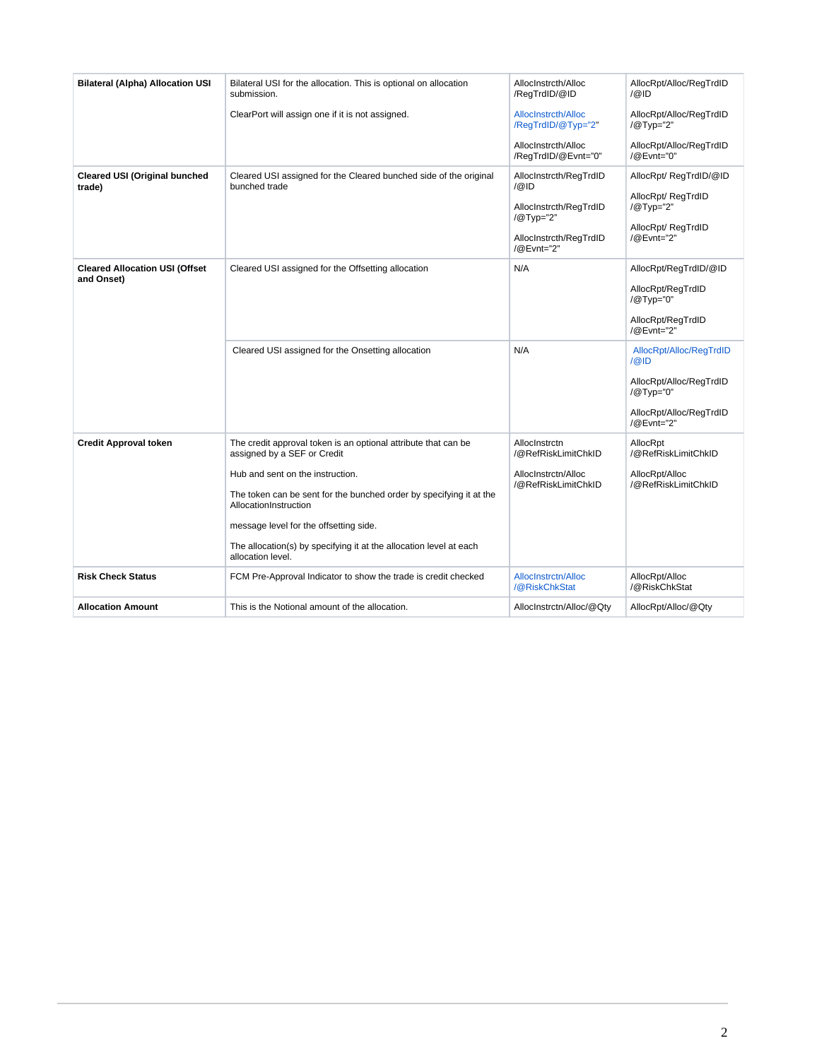| | | | |
|---|---|---|---|
| **Bilateral (Alpha) Allocation USI** | Bilateral USI for the allocation. This is optional on allocation submission.<br><br>ClearPort will assign one if it is not assigned. | AllocInstrctn/Alloc /RegTrdID/@ID<br><br>AllocInstrctn/Alloc /RegTrdID/@Typ="2"<br><br>AllocInstrctn/Alloc /RegTrdID/@Evnt="0" | AllocRpt/Alloc/RegTrdID /@ID<br><br>AllocRpt/Alloc/RegTrdID /@Typ="2"<br><br>AllocRpt/Alloc/RegTrdID /@Evnt="0" |
| **Cleared USI (Original bunched trade)** | Cleared USI assigned for the Cleared bunched side of the original bunched trade | AllocInstrctn/RegTrdID /@ID<br><br>AllocInstrctn/RegTrdID /@Typ="2"<br><br>AllocInstrctn/RegTrdID /@Evnt="2" | AllocRpt/ RegTrdID/@ID<br><br>AllocRpt/ RegTrdID /@Typ="2"<br><br>AllocRpt/ RegTrdID /@Evnt="2" |
| **Cleared Allocation USI (Offset and Onset)** | Cleared USI assigned for the Offsetting allocation | N/A | AllocRpt/RegTrdID/@ID<br><br>AllocRpt/RegTrdID /@Typ="0"<br><br>AllocRpt/RegTrdID /@Evnt="2" |
| | Cleared USI assigned for the Onsetting allocation | N/A | AllocRpt/Alloc/RegTrdID /@ID<br><br>AllocRpt/Alloc/RegTrdID /@Typ="0"<br><br>AllocRpt/Alloc/RegTrdID /@Evnt="2" |
| **Credit Approval token** | The credit approval token is an optional attribute that can be assigned by a SEF or Credit<br><br>Hub and sent on the instruction.<br><br>The token can be sent for the bunched order by specifying it at the AllocationInstruction<br><br>message level for the offsetting side.<br><br>The allocation(s) by specifying it at the allocation level at each allocation level. | AllocInstrctn /@RefRiskLimitChkID<br><br>AllocInstrctn/Alloc /@RefRiskLimitChkID | AllocRpt /@RefRiskLimitChkID<br><br>AllocRpt/Alloc /@RefRiskLimitChkID |
| **Risk Check Status** | FCM Pre-Approval Indicator to show the trade is credit checked | AllocInstrctn/Alloc /@RiskChkStat | AllocRpt/Alloc /@RiskChkStat |
| **Allocation Amount** | This is the Notional amount of the allocation. | AllocInstrctn/Alloc/@Qty | AllocRpt/Alloc/@Qty |